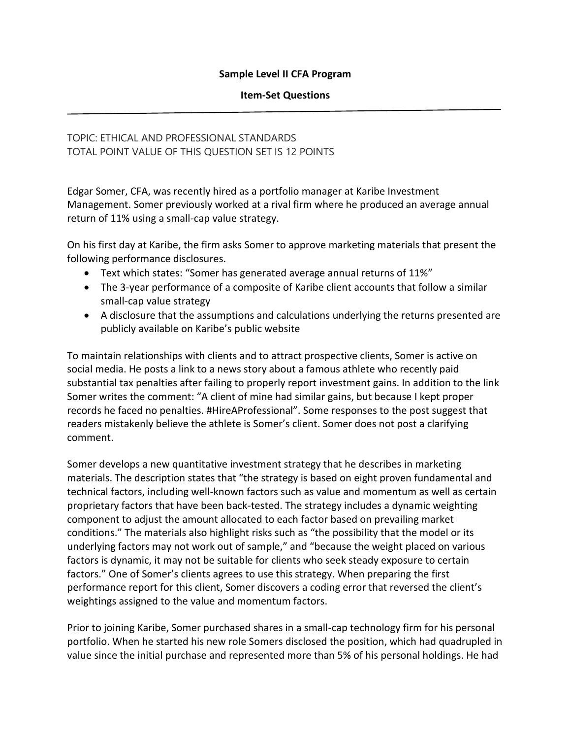**Sample Level II CFA Program**

**Item-Set Questions**

---

TOPIC: ETHICAL AND PROFESSIONAL STANDARDS
TOTAL POINT VALUE OF THIS QUESTION SET IS 12 POINTS

Edgar Somer, CFA, was recently hired as a portfolio manager at Karibe Investment Management. Somer previously worked at a rival firm where he produced an average annual return of 11% using a small-cap value strategy.

On his first day at Karibe, the firm asks Somer to approve marketing materials that present the following performance disclosures.

- Text which states: "Somer has generated average annual returns of 11%"
- The 3-year performance of a composite of Karibe client accounts that follow a similar small-cap value strategy
- A disclosure that the assumptions and calculations underlying the returns presented are publicly available on Karibe's public website

To maintain relationships with clients and to attract prospective clients, Somer is active on social media. He posts a link to a news story about a famous athlete who recently paid substantial tax penalties after failing to properly report investment gains. In addition to the link Somer writes the comment: "A client of mine had similar gains, but because I kept proper records he faced no penalties. #HireAProfessional". Some responses to the post suggest that readers mistakenly believe the athlete is Somer's client. Somer does not post a clarifying comment.

Somer develops a new quantitative investment strategy that he describes in marketing materials. The description states that "the strategy is based on eight proven fundamental and technical factors, including well-known factors such as value and momentum as well as certain proprietary factors that have been back-tested. The strategy includes a dynamic weighting component to adjust the amount allocated to each factor based on prevailing market conditions." The materials also highlight risks such as "the possibility that the model or its underlying factors may not work out of sample," and "because the weight placed on various factors is dynamic, it may not be suitable for clients who seek steady exposure to certain factors." One of Somer's clients agrees to use this strategy. When preparing the first performance report for this client, Somer discovers a coding error that reversed the client's weightings assigned to the value and momentum factors.

Prior to joining Karibe, Somer purchased shares in a small-cap technology firm for his personal portfolio. When he started his new role Somers disclosed the position, which had quadrupled in value since the initial purchase and represented more than 5% of his personal holdings. He had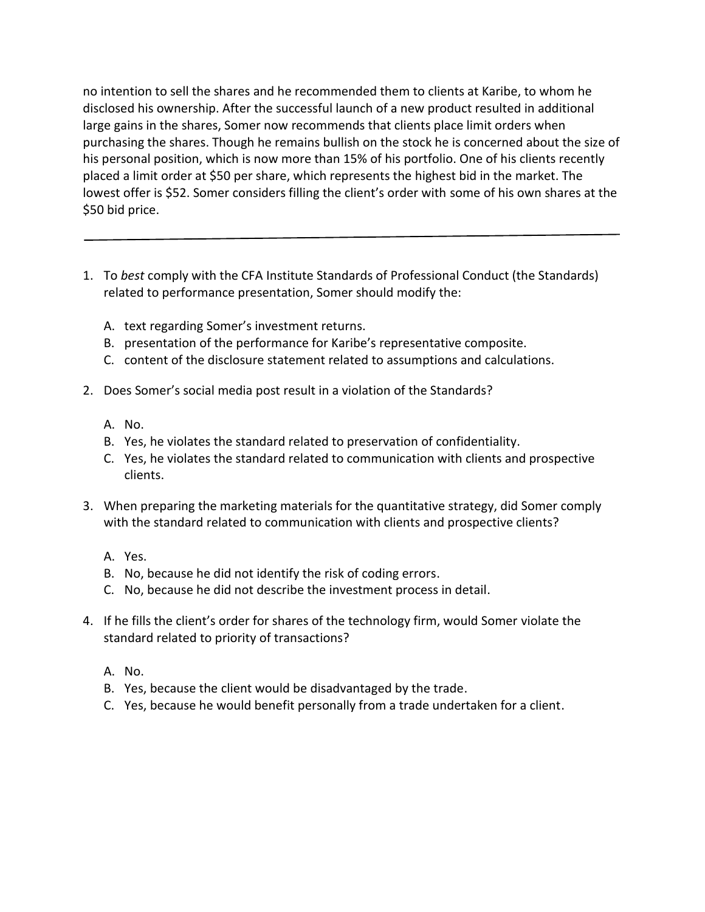no intention to sell the shares and he recommended them to clients at Karibe, to whom he disclosed his ownership. After the successful launch of a new product resulted in additional large gains in the shares, Somer now recommends that clients place limit orders when purchasing the shares. Though he remains bullish on the stock he is concerned about the size of his personal position, which is now more than 15% of his portfolio. One of his clients recently placed a limit order at $50 per share, which represents the highest bid in the market. The lowest offer is $52. Somer considers filling the client's order with some of his own shares at the $50 bid price.

---

1. To *best* comply with the CFA Institute Standards of Professional Conduct (the Standards) related to performance presentation, Somer should modify the:

   A. text regarding Somer's investment returns.
   B. presentation of the performance for Karibe's representative composite.
   C. content of the disclosure statement related to assumptions and calculations.

2. Does Somer's social media post result in a violation of the Standards?

   A. No.
   B. Yes, he violates the standard related to preservation of confidentiality.
   C. Yes, he violates the standard related to communication with clients and prospective clients.

3. When preparing the marketing materials for the quantitative strategy, did Somer comply with the standard related to communication with clients and prospective clients?

   A. Yes.
   B. No, because he did not identify the risk of coding errors.
   C. No, because he did not describe the investment process in detail.

4. If he fills the client's order for shares of the technology firm, would Somer violate the standard related to priority of transactions?

   A. No.
   B. Yes, because the client would be disadvantaged by the trade.
   C. Yes, because he would benefit personally from a trade undertaken for a client.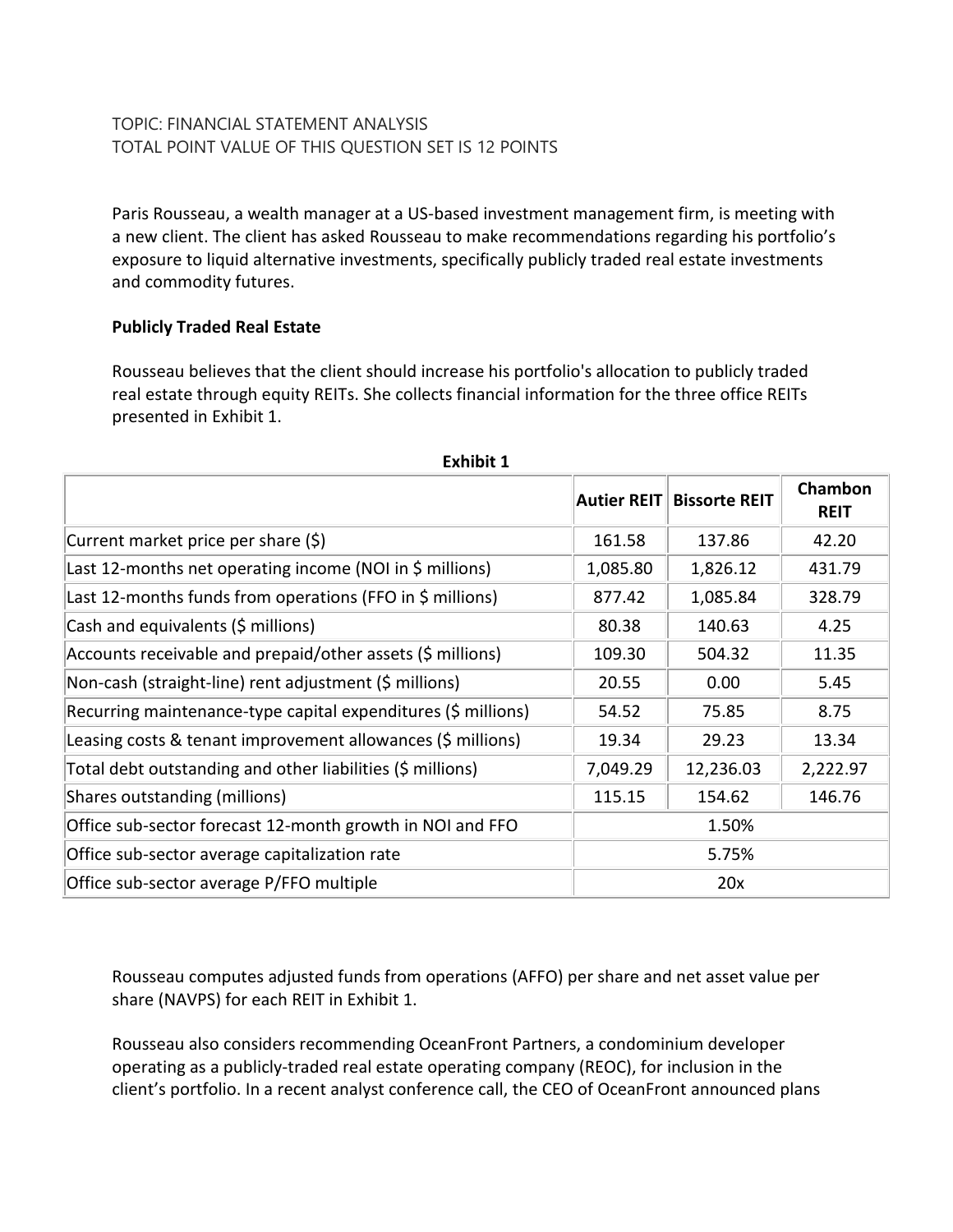TOPIC: FINANCIAL STATEMENT ANALYSIS
TOTAL POINT VALUE OF THIS QUESTION SET IS 12 POINTS

Paris Rousseau, a wealth manager at a US-based investment management firm, is meeting with a new client. The client has asked Rousseau to make recommendations regarding his portfolio's exposure to liquid alternative investments, specifically publicly traded real estate investments and commodity futures.

**Publicly Traded Real Estate**

Rousseau believes that the client should increase his portfolio's allocation to publicly traded real estate through equity REITs. She collects financial information for the three office REITs presented in Exhibit 1.

**Exhibit 1**

| | Autier REIT | Bissorte REIT | Chambon REIT |
|---|---|---|---|
| Current market price per share ($) | 161.58 | 137.86 | 42.20 |
| Last 12-months net operating income (NOI in $ millions) | 1,085.80 | 1,826.12 | 431.79 |
| Last 12-months funds from operations (FFO in $ millions) | 877.42 | 1,085.84 | 328.79 |
| Cash and equivalents ($ millions) | 80.38 | 140.63 | 4.25 |
| Accounts receivable and prepaid/other assets ($ millions) | 109.30 | 504.32 | 11.35 |
| Non-cash (straight-line) rent adjustment ($ millions) | 20.55 | 0.00 | 5.45 |
| Recurring maintenance-type capital expenditures ($ millions) | 54.52 | 75.85 | 8.75 |
| Leasing costs & tenant improvement allowances ($ millions) | 19.34 | 29.23 | 13.34 |
| Total debt outstanding and other liabilities ($ millions) | 7,049.29 | 12,236.03 | 2,222.97 |
| Shares outstanding (millions) | 115.15 | 154.62 | 146.76 |
| Office sub-sector forecast 12-month growth in NOI and FFO | 1.50% | | |
| Office sub-sector average capitalization rate | 5.75% | | |
| Office sub-sector average P/FFO multiple | 20x | | |

Rousseau computes adjusted funds from operations (AFFO) per share and net asset value per share (NAVPS) for each REIT in Exhibit 1.

Rousseau also considers recommending OceanFront Partners, a condominium developer operating as a publicly-traded real estate operating company (REOC), for inclusion in the client's portfolio. In a recent analyst conference call, the CEO of OceanFront announced plans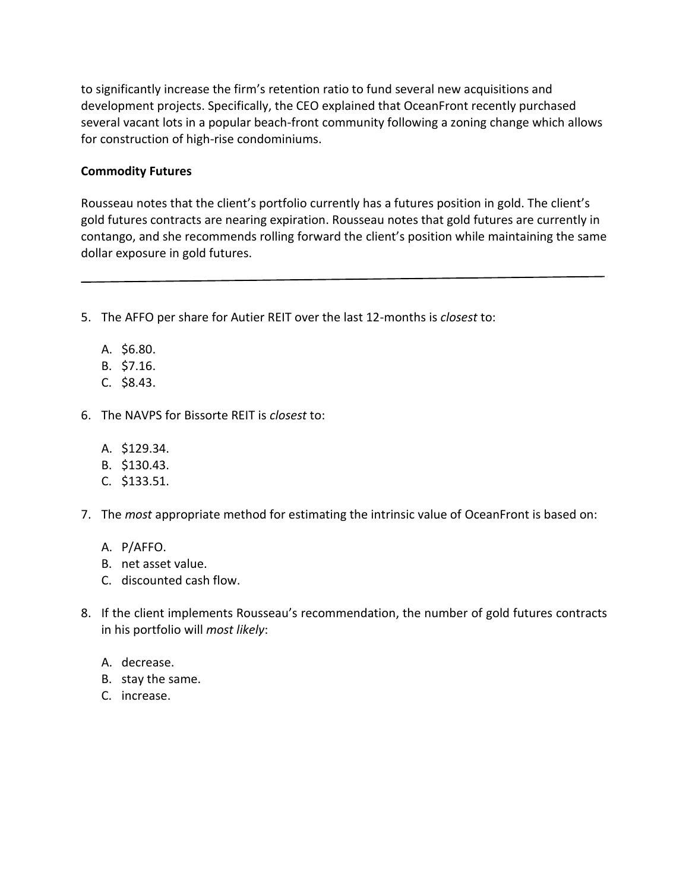to significantly increase the firm's retention ratio to fund several new acquisitions and development projects. Specifically, the CEO explained that OceanFront recently purchased several vacant lots in a popular beach-front community following a zoning change which allows for construction of high-rise condominiums.

**Commodity Futures**

Rousseau notes that the client's portfolio currently has a futures position in gold. The client's gold futures contracts are nearing expiration. Rousseau notes that gold futures are currently in contango, and she recommends rolling forward the client's position while maintaining the same dollar exposure in gold futures.

---

5. The AFFO per share for Autier REIT over the last 12-months is *closest* to:

   A. $6.80.
   B. $7.16.
   C. $8.43.

6. The NAVPS for Bissorte REIT is *closest* to:

   A. $129.34.
   B. $130.43.
   C. $133.51.

7. The *most* appropriate method for estimating the intrinsic value of OceanFront is based on:

   A. P/AFFO.
   B. net asset value.
   C. discounted cash flow.

8. If the client implements Rousseau's recommendation, the number of gold futures contracts in his portfolio will *most likely*:

   A. decrease.
   B. stay the same.
   C. increase.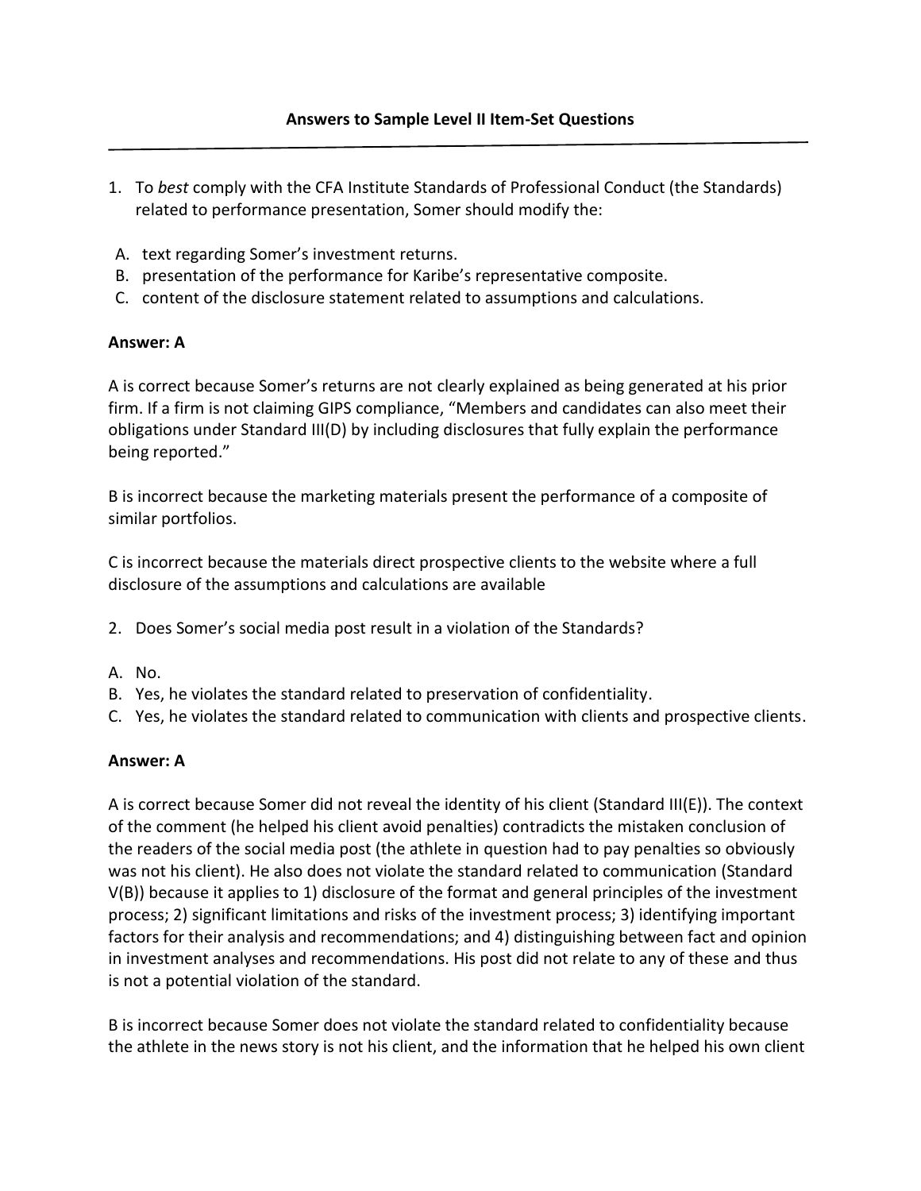## Answers to Sample Level II Item-Set Questions

1. To *best* comply with the CFA Institute Standards of Professional Conduct (the Standards) related to performance presentation, Somer should modify the:

A. text regarding Somer's investment returns.
B. presentation of the performance for Karibe's representative composite.
C. content of the disclosure statement related to assumptions and calculations.

**Answer: A**

A is correct because Somer's returns are not clearly explained as being generated at his prior firm. If a firm is not claiming GIPS compliance, "Members and candidates can also meet their obligations under Standard III(D) by including disclosures that fully explain the performance being reported."

B is incorrect because the marketing materials present the performance of a composite of similar portfolios.

C is incorrect because the materials direct prospective clients to the website where a full disclosure of the assumptions and calculations are available

2. Does Somer's social media post result in a violation of the Standards?

A. No.
B. Yes, he violates the standard related to preservation of confidentiality.
C. Yes, he violates the standard related to communication with clients and prospective clients.

**Answer: A**

A is correct because Somer did not reveal the identity of his client (Standard III(E)). The context of the comment (he helped his client avoid penalties) contradicts the mistaken conclusion of the readers of the social media post (the athlete in question had to pay penalties so obviously was not his client). He also does not violate the standard related to communication (Standard V(B)) because it applies to 1) disclosure of the format and general principles of the investment process; 2) significant limitations and risks of the investment process; 3) identifying important factors for their analysis and recommendations; and 4) distinguishing between fact and opinion in investment analyses and recommendations. His post did not relate to any of these and thus is not a potential violation of the standard.

B is incorrect because Somer does not violate the standard related to confidentiality because the athlete in the news story is not his client, and the information that he helped his own client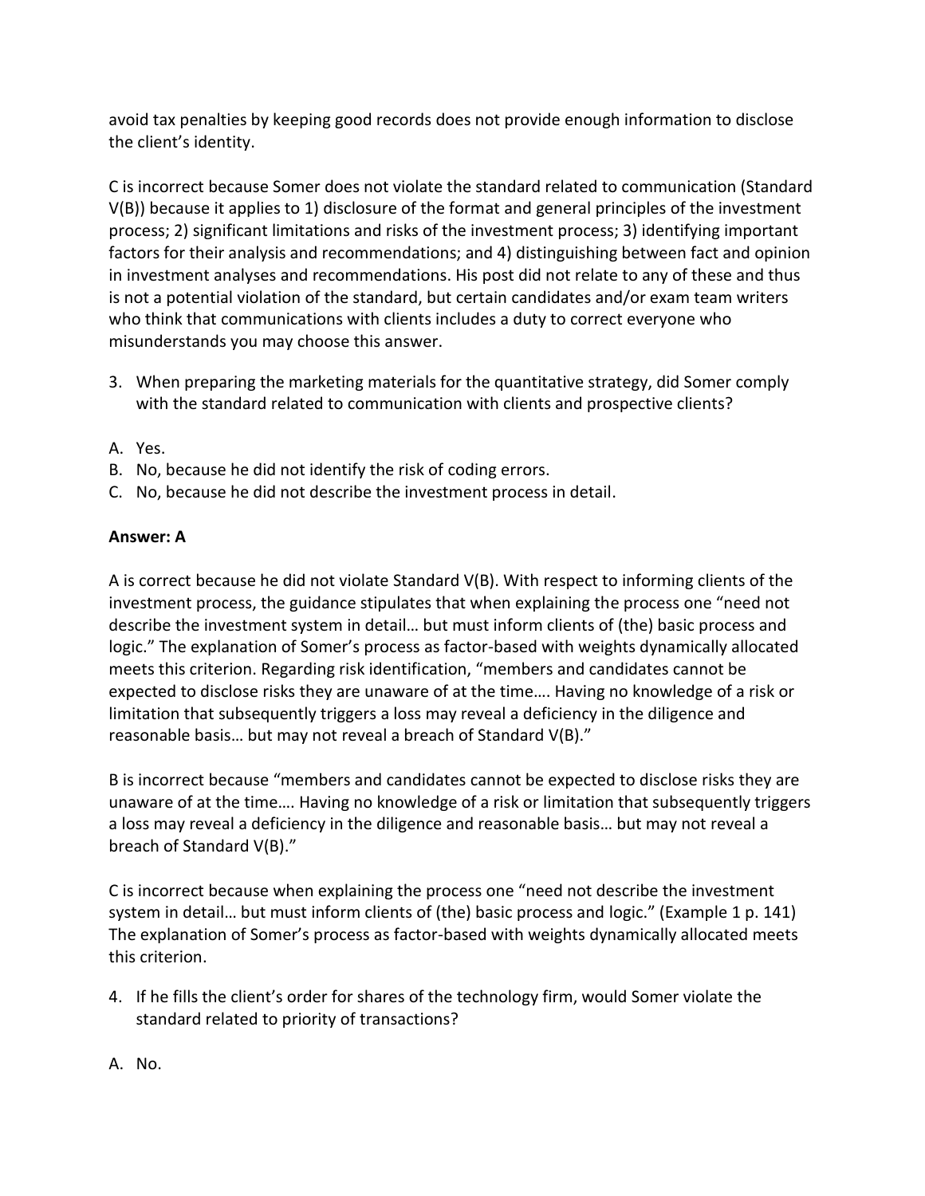avoid tax penalties by keeping good records does not provide enough information to disclose the client's identity.

C is incorrect because Somer does not violate the standard related to communication (Standard V(B)) because it applies to 1) disclosure of the format and general principles of the investment process; 2) significant limitations and risks of the investment process; 3) identifying important factors for their analysis and recommendations; and 4) distinguishing between fact and opinion in investment analyses and recommendations. His post did not relate to any of these and thus is not a potential violation of the standard, but certain candidates and/or exam team writers who think that communications with clients includes a duty to correct everyone who misunderstands you may choose this answer.

3. When preparing the marketing materials for the quantitative strategy, did Somer comply with the standard related to communication with clients and prospective clients?

A. Yes.
B. No, because he did not identify the risk of coding errors.
C. No, because he did not describe the investment process in detail.

**Answer: A**

A is correct because he did not violate Standard V(B). With respect to informing clients of the investment process, the guidance stipulates that when explaining the process one "need not describe the investment system in detail… but must inform clients of (the) basic process and logic." The explanation of Somer's process as factor-based with weights dynamically allocated meets this criterion. Regarding risk identification, "members and candidates cannot be expected to disclose risks they are unaware of at the time…. Having no knowledge of a risk or limitation that subsequently triggers a loss may reveal a deficiency in the diligence and reasonable basis… but may not reveal a breach of Standard V(B)."

B is incorrect because "members and candidates cannot be expected to disclose risks they are unaware of at the time…. Having no knowledge of a risk or limitation that subsequently triggers a loss may reveal a deficiency in the diligence and reasonable basis… but may not reveal a breach of Standard V(B)."

C is incorrect because when explaining the process one "need not describe the investment system in detail… but must inform clients of (the) basic process and logic." (Example 1 p. 141) The explanation of Somer's process as factor-based with weights dynamically allocated meets this criterion.

4. If he fills the client's order for shares of the technology firm, would Somer violate the standard related to priority of transactions?

A. No.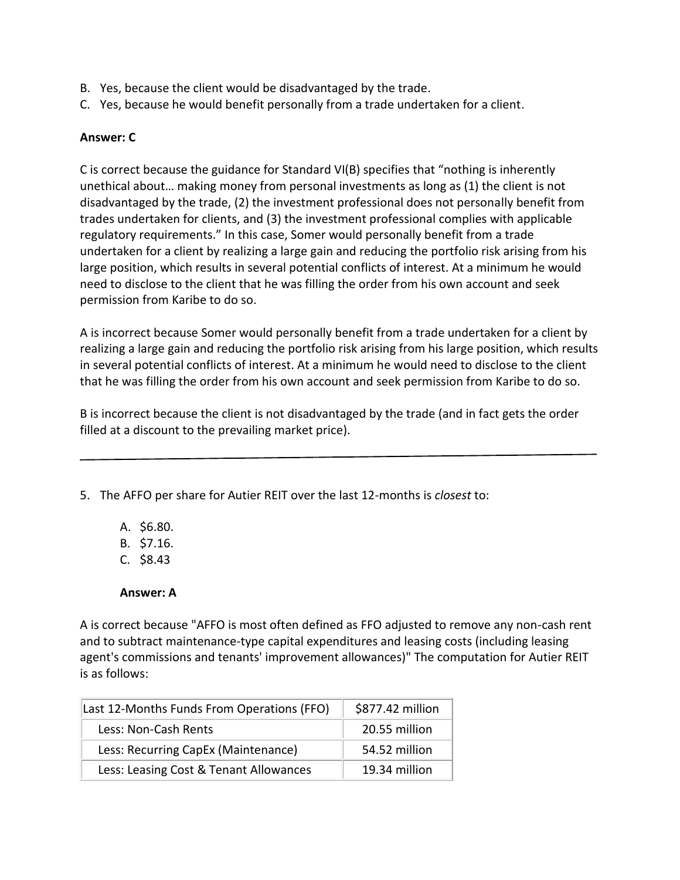B. Yes, because the client would be disadvantaged by the trade.
C. Yes, because he would benefit personally from a trade undertaken for a client.

**Answer: C**

C is correct because the guidance for Standard VI(B) specifies that "nothing is inherently unethical about… making money from personal investments as long as (1) the client is not disadvantaged by the trade, (2) the investment professional does not personally benefit from trades undertaken for clients, and (3) the investment professional complies with applicable regulatory requirements." In this case, Somer would personally benefit from a trade undertaken for a client by realizing a large gain and reducing the portfolio risk arising from his large position, which results in several potential conflicts of interest. At a minimum he would need to disclose to the client that he was filling the order from his own account and seek permission from Karibe to do so.

A is incorrect because Somer would personally benefit from a trade undertaken for a client by realizing a large gain and reducing the portfolio risk arising from his large position, which results in several potential conflicts of interest. At a minimum he would need to disclose to the client that he was filling the order from his own account and seek permission from Karibe to do so.

B is incorrect because the client is not disadvantaged by the trade (and in fact gets the order filled at a discount to the prevailing market price).

---

5. The AFFO per share for Autier REIT over the last 12-months is *closest* to:

    A. $6.80.
    B. $7.16.
    C. $8.43

    **Answer: A**

A is correct because "AFFO is most often defined as FFO adjusted to remove any non-cash rent and to subtract maintenance-type capital expenditures and leasing costs (including leasing agent's commissions and tenants' improvement allowances)" The computation for Autier REIT is as follows:

| Last 12-Months Funds From Operations (FFO) | $877.42 million |
|---|---|
| Less: Non-Cash Rents | 20.55 million |
| Less: Recurring CapEx (Maintenance) | 54.52 million |
| Less: Leasing Cost & Tenant Allowances | 19.34 million |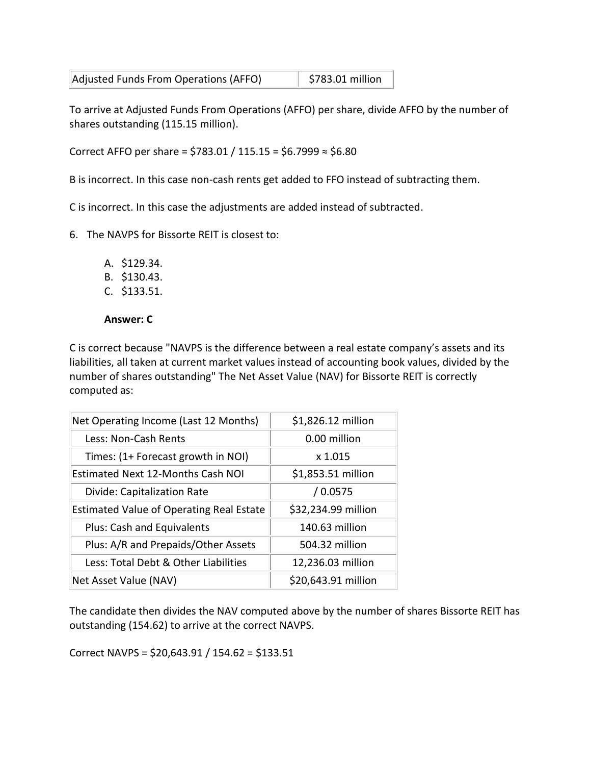| Adjusted Funds From Operations (AFFO) | \$783.01 million |
|---|---|

To arrive at Adjusted Funds From Operations (AFFO) per share, divide AFFO by the number of shares outstanding (115.15 million).

Correct AFFO per share = \$783.01 / 115.15 = \$6.7999 ≈ \$6.80

B is incorrect. In this case non-cash rents get added to FFO instead of subtracting them.

C is incorrect. In this case the adjustments are added instead of subtracted.

6. The NAVPS for Bissorte REIT is closest to:

   A. \$129.34.
   B. \$130.43.
   C. \$133.51.

   **Answer: C**

C is correct because "NAVPS is the difference between a real estate company's assets and its liabilities, all taken at current market values instead of accounting book values, divided by the number of shares outstanding" The Net Asset Value (NAV) for Bissorte REIT is correctly computed as:

| Net Operating Income (Last 12 Months) | \$1,826.12 million |
|---|---|
| Less: Non-Cash Rents | 0.00 million |
| Times: (1+ Forecast growth in NOI) | x 1.015 |
| Estimated Next 12-Months Cash NOI | \$1,853.51 million |
| Divide: Capitalization Rate | / 0.0575 |
| Estimated Value of Operating Real Estate | \$32,234.99 million |
| Plus: Cash and Equivalents | 140.63 million |
| Plus: A/R and Prepaids/Other Assets | 504.32 million |
| Less: Total Debt & Other Liabilities | 12,236.03 million |
| Net Asset Value (NAV) | \$20,643.91 million |

The candidate then divides the NAV computed above by the number of shares Bissorte REIT has outstanding (154.62) to arrive at the correct NAVPS.

Correct NAVPS = \$20,643.91 / 154.62 = \$133.51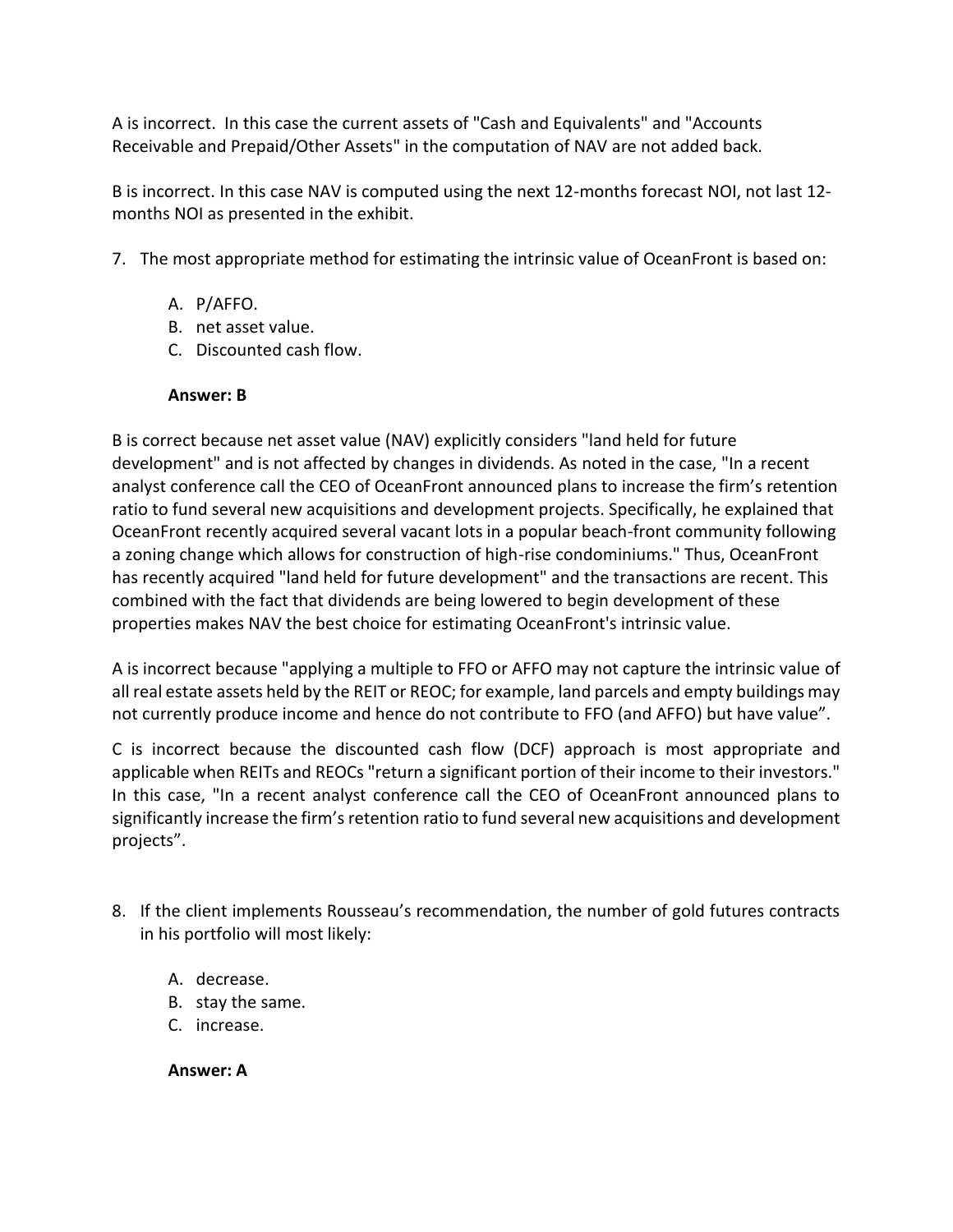A is incorrect. In this case the current assets of "Cash and Equivalents" and "Accounts Receivable and Prepaid/Other Assets" in the computation of NAV are not added back.

B is incorrect. In this case NAV is computed using the next 12-months forecast NOI, not last 12-months NOI as presented in the exhibit.

7. The most appropriate method for estimating the intrinsic value of OceanFront is based on:

   A. P/AFFO.
   B. net asset value.
   C. Discounted cash flow.

   **Answer: B**

B is correct because net asset value (NAV) explicitly considers "land held for future development" and is not affected by changes in dividends. As noted in the case, "In a recent analyst conference call the CEO of OceanFront announced plans to increase the firm's retention ratio to fund several new acquisitions and development projects. Specifically, he explained that OceanFront recently acquired several vacant lots in a popular beach-front community following a zoning change which allows for construction of high-rise condominiums." Thus, OceanFront has recently acquired "land held for future development" and the transactions are recent. This combined with the fact that dividends are being lowered to begin development of these properties makes NAV the best choice for estimating OceanFront's intrinsic value.

A is incorrect because "applying a multiple to FFO or AFFO may not capture the intrinsic value of all real estate assets held by the REIT or REOC; for example, land parcels and empty buildings may not currently produce income and hence do not contribute to FFO (and AFFO) but have value".

C is incorrect because the discounted cash flow (DCF) approach is most appropriate and applicable when REITs and REOCs "return a significant portion of their income to their investors." In this case, "In a recent analyst conference call the CEO of OceanFront announced plans to significantly increase the firm's retention ratio to fund several new acquisitions and development projects".

8. If the client implements Rousseau's recommendation, the number of gold futures contracts in his portfolio will most likely:

   A. decrease.
   B. stay the same.
   C. increase.

   **Answer: A**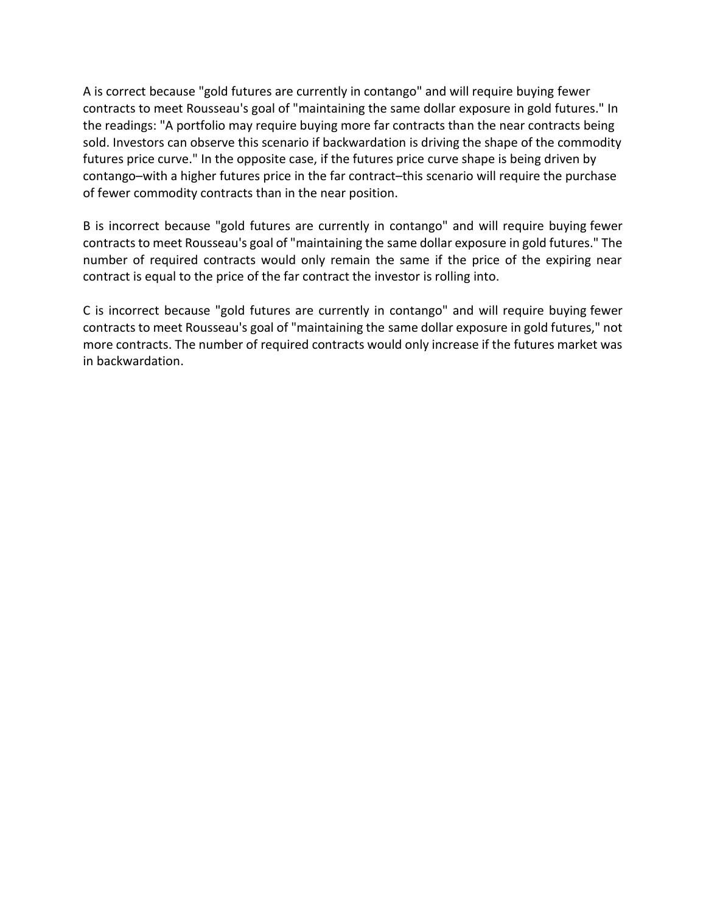A is correct because "gold futures are currently in contango" and will require buying fewer contracts to meet Rousseau's goal of "maintaining the same dollar exposure in gold futures." In the readings: "A portfolio may require buying more far contracts than the near contracts being sold. Investors can observe this scenario if backwardation is driving the shape of the commodity futures price curve." In the opposite case, if the futures price curve shape is being driven by contango–with a higher futures price in the far contract–this scenario will require the purchase of fewer commodity contracts than in the near position.

B is incorrect because "gold futures are currently in contango" and will require buying fewer contracts to meet Rousseau's goal of "maintaining the same dollar exposure in gold futures." The number of required contracts would only remain the same if the price of the expiring near contract is equal to the price of the far contract the investor is rolling into.

C is incorrect because "gold futures are currently in contango" and will require buying fewer contracts to meet Rousseau's goal of "maintaining the same dollar exposure in gold futures," not more contracts. The number of required contracts would only increase if the futures market was in backwardation.